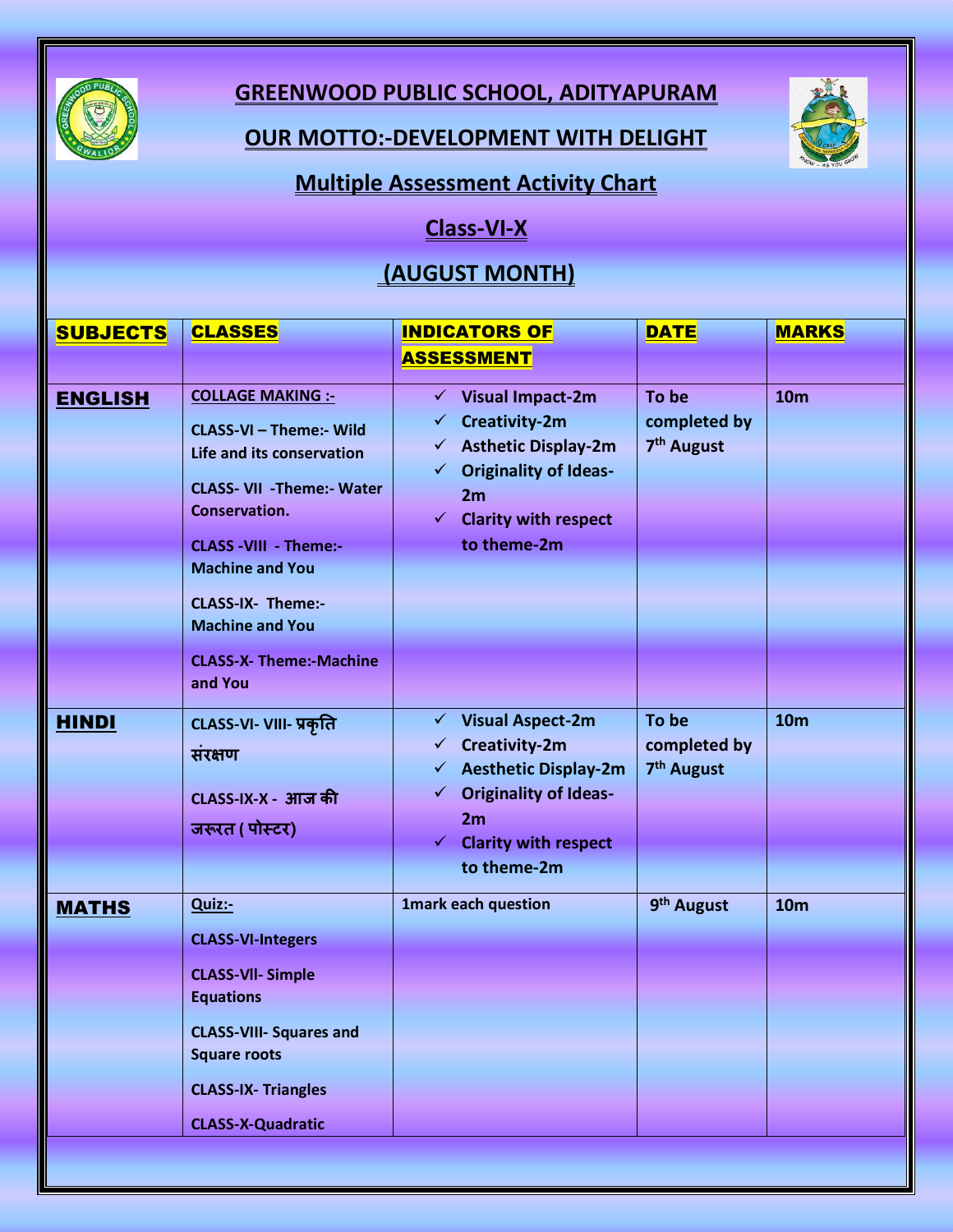# GREENWOOD PUBLIC SCHOOL, ADITYAPURAM

## OUR MOTTO:-DEVELOPMENT WITH DELIGHT

## Multiple Assessment Activity Chart

## Class-VI-X

## (AUGUST MONTH)

| SUBJECTS | CLASSES | INDICATORS OF ASSESSMENT | DATE | MARKS |
|---|---|---|---|---|
| **ENGLISH** | **COLLAGE MAKING :-**<br>CLASS-VI – Theme:- Wild Life and its conservation<br>CLASS- VII -Theme:- Water Conservation.<br>CLASS -VIII - Theme:- Machine and You<br>CLASS-IX- Theme:- Machine and You<br>CLASS-X- Theme:-Machine and You | ✓ Visual Impact-2m<br>✓ Creativity-2m<br>✓ Asthetic Display-2m<br>✓ Originality of Ideas-2m<br>✓ Clarity with respect to theme-2m | To be completed by 7th August | 10m |
| **HINDI** | CLASS-VI- VIII- प्रकृति संरक्षण<br>CLASS-IX-X - आज की जरूरत ( पोस्टर) | ✓ Visual Aspect-2m<br>✓ Creativity-2m<br>✓ Aesthetic Display-2m<br>✓ Originality of Ideas-2m<br>✓ Clarity with respect to theme-2m | To be completed by 7th August | 10m |
| **MATHS** | **Quiz:-**<br>CLASS-VI-Integers<br>CLASS-VII- Simple Equations<br>CLASS-VIII- Squares and Square roots<br>CLASS-IX- Triangles<br>CLASS-X-Quadratic | 1mark each question | 9th August | 10m |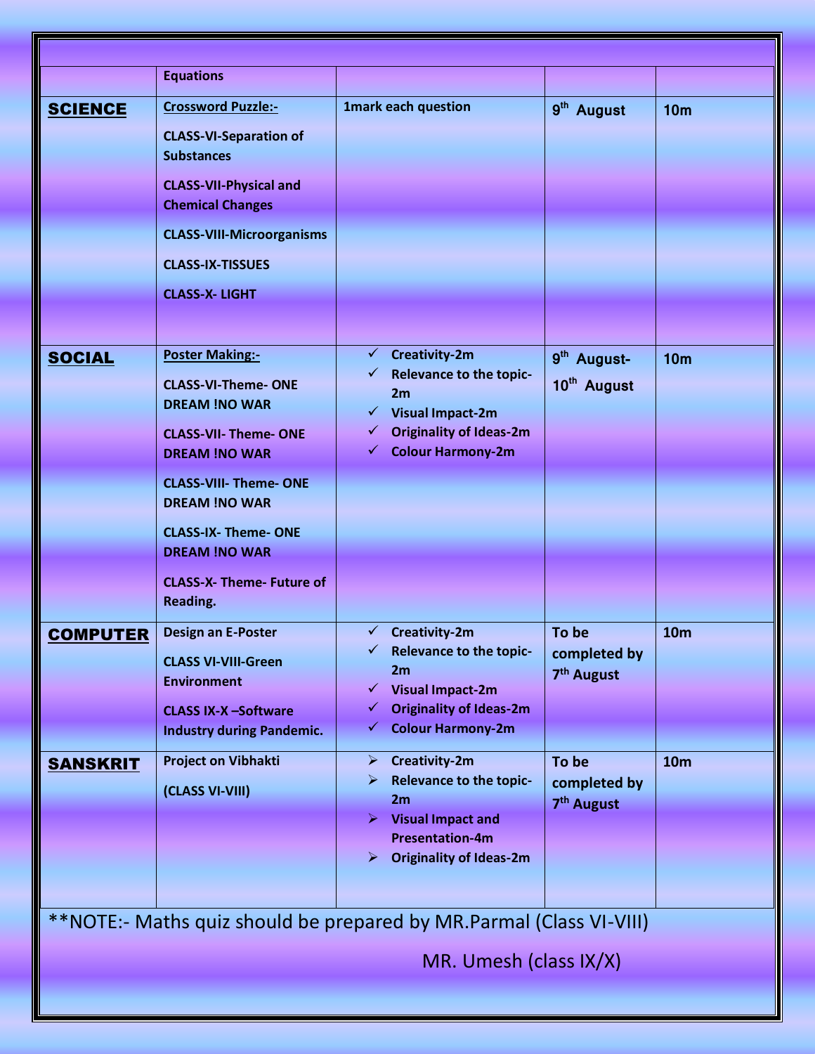| | | | | |
|---|---|---|---|---|
| | **Equations** | | | |
| **SCIENCE** | **Crossword Puzzle:-**<br>**CLASS-VI-Separation of Substances**<br>**CLASS-VII-Physical and Chemical Changes**<br>**CLASS-VIII-Microorganisms**<br>**CLASS-IX-TISSUES**<br>**CLASS-X- LIGHT** | **1mark each question** | **9th August** | **10m** |
| **SOCIAL** | **Poster Making:-**<br>**CLASS-VI-Theme- ONE DREAM !NO WAR**<br>**CLASS-VII- Theme- ONE DREAM !NO WAR**<br>**CLASS-VIII- Theme- ONE DREAM !NO WAR**<br>**CLASS-IX- Theme- ONE DREAM !NO WAR**<br>**CLASS-X- Theme- Future of Reading.** | ✓ **Creativity-2m**<br>✓ **Relevance to the topic-2m**<br>✓ **Visual Impact-2m**<br>✓ **Originality of Ideas-2m**<br>✓ **Colour Harmony-2m** | **9th August-10th August** | **10m** |
| **COMPUTER** | **Design an E-Poster**<br>**CLASS VI-VIII-Green Environment**<br>**CLASS IX-X –Software Industry during Pandemic.** | ✓ **Creativity-2m**<br>✓ **Relevance to the topic-2m**<br>✓ **Visual Impact-2m**<br>✓ **Originality of Ideas-2m**<br>✓ **Colour Harmony-2m** | **To be completed by 7th August** | **10m** |
| **SANSKRIT** | **Project on Vibhakti**<br>**(CLASS VI-VIII)** | ➢ **Creativity-2m**<br>➢ **Relevance to the topic-2m**<br>➢ **Visual Impact and Presentation-4m**<br>➢ **Originality of Ideas-2m** | **To be completed by 7th August** | **10m** |

**NOTE:- Maths quiz should be prepared by MR.Parmal (Class VI-VIII)

MR. Umesh (class IX/X)